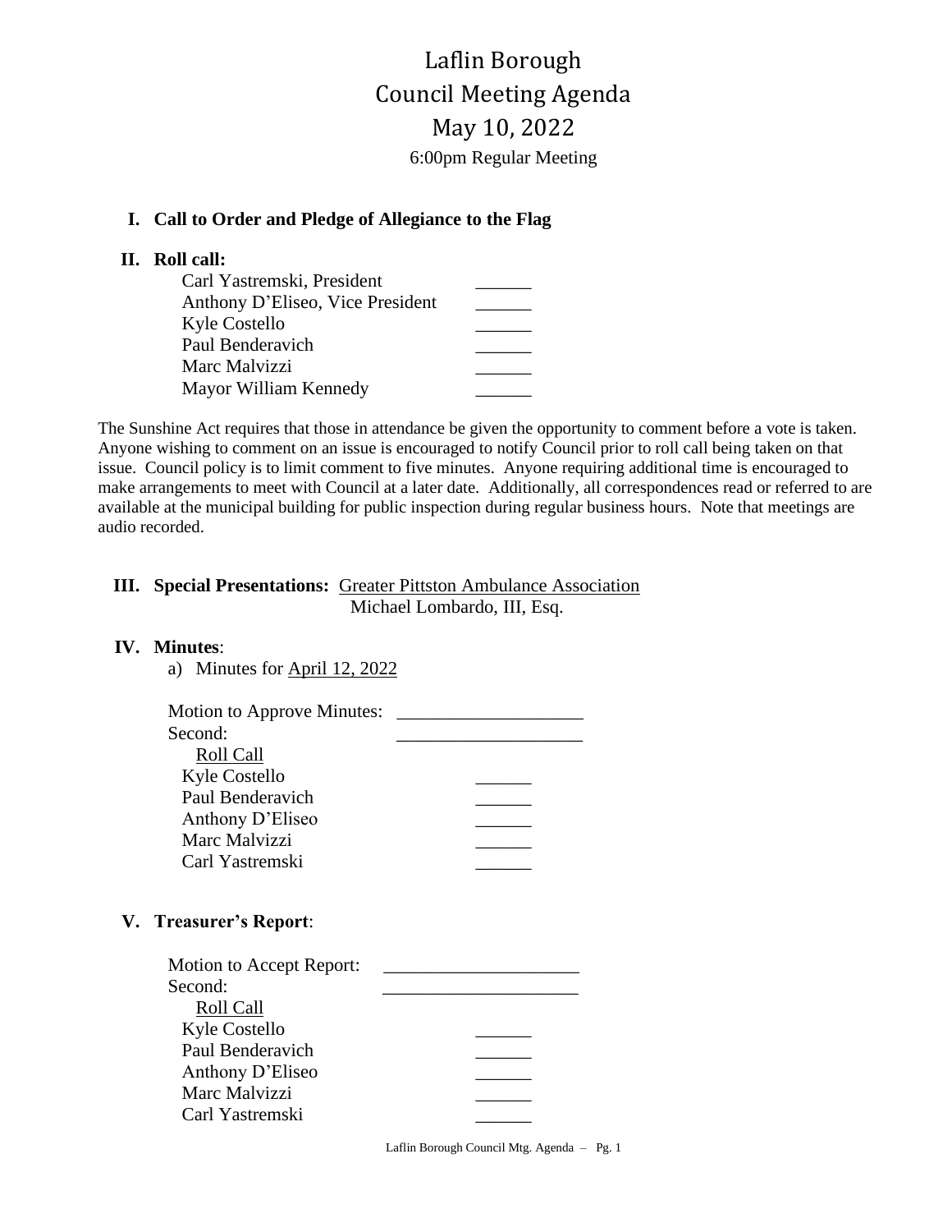# Laflin Borough
# Council Meeting Agenda
# May 10, 2022

6:00pm Regular Meeting

## I. Call to Order and Pledge of Allegiance to the Flag

## II. Roll call:

| | |
|---|---|
| Carl Yastremski, President | ______ |
| Anthony D'Eliseo, Vice President | ______ |
| Kyle Costello | ______ |
| Paul Benderavich | ______ |
| Marc Malvizzi | ______ |
| Mayor William Kennedy | ______ |

The Sunshine Act requires that those in attendance be given the opportunity to comment before a vote is taken. Anyone wishing to comment on an issue is encouraged to notify Council prior to roll call being taken on that issue. Council policy is to limit comment to five minutes. Anyone requiring additional time is encouraged to make arrangements to meet with Council at a later date. Additionally, all correspondences read or referred to are available at the municipal building for public inspection during regular business hours. Note that meetings are audio recorded.

## III. Special Presentations: Greater Pittston Ambulance Association

Michael Lombardo, III, Esq.

## IV. Minutes:

a) Minutes for April 12, 2022

Motion to Approve Minutes: ____________________

Second: ____________________

Roll Call

| | |
|---|---|
| Kyle Costello | ______ |
| Paul Benderavich | ______ |
| Anthony D'Eliseo | ______ |
| Marc Malvizzi | ______ |
| Carl Yastremski | ______ |

## V. Treasurer's Report:

Motion to Accept Report: ____________________

Second: ____________________

Roll Call

| | |
|---|---|
| Kyle Costello | ______ |
| Paul Benderavich | ______ |
| Anthony D'Eliseo | ______ |
| Marc Malvizzi | ______ |
| Carl Yastremski | ______ |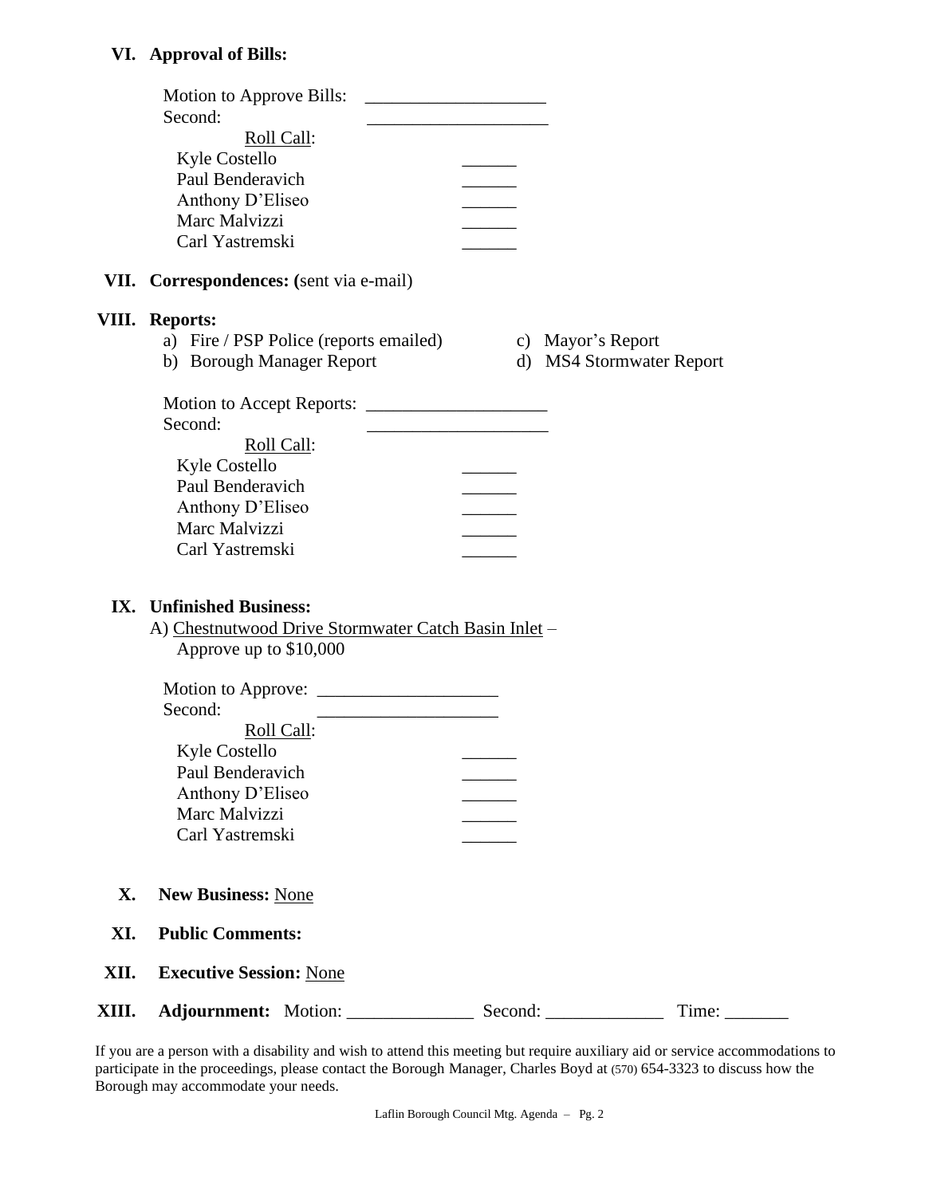**VI. Approval of Bills:**

Motion to Approve Bills: ____________________
Second: ____________________

Roll Call:

| | |
|---|---|
| Kyle Costello | ______ |
| Paul Benderavich | ______ |
| Anthony D'Eliseo | ______ |
| Marc Malvizzi | ______ |
| Carl Yastremski | ______ |

**VII. Correspondences: (**sent via e-mail)

**VIII. Reports:**

a) Fire / PSP Police (reports emailed)
b) Borough Manager Report
c) Mayor's Report
d) MS4 Stormwater Report

Motion to Accept Reports: ____________________
Second: ____________________

Roll Call:

| | |
|---|---|
| Kyle Costello | ______ |
| Paul Benderavich | ______ |
| Anthony D'Eliseo | ______ |
| Marc Malvizzi | ______ |
| Carl Yastremski | ______ |

**IX. Unfinished Business:**

A) Chestnutwood Drive Stormwater Catch Basin Inlet – Approve up to $10,000

Motion to Approve: ____________________
Second: ____________________

Roll Call:

| | |
|---|---|
| Kyle Costello | ______ |
| Paul Benderavich | ______ |
| Anthony D'Eliseo | ______ |
| Marc Malvizzi | ______ |
| Carl Yastremski | ______ |

**X. New Business:** None

**XI. Public Comments:**

**XII. Executive Session:** None

**XIII. Adjournment:** Motion: ______________ Second: _____________ Time: _______

If you are a person with a disability and wish to attend this meeting but require auxiliary aid or service accommodations to participate in the proceedings, please contact the Borough Manager, Charles Boyd at (570) 654-3323 to discuss how the Borough may accommodate your needs.